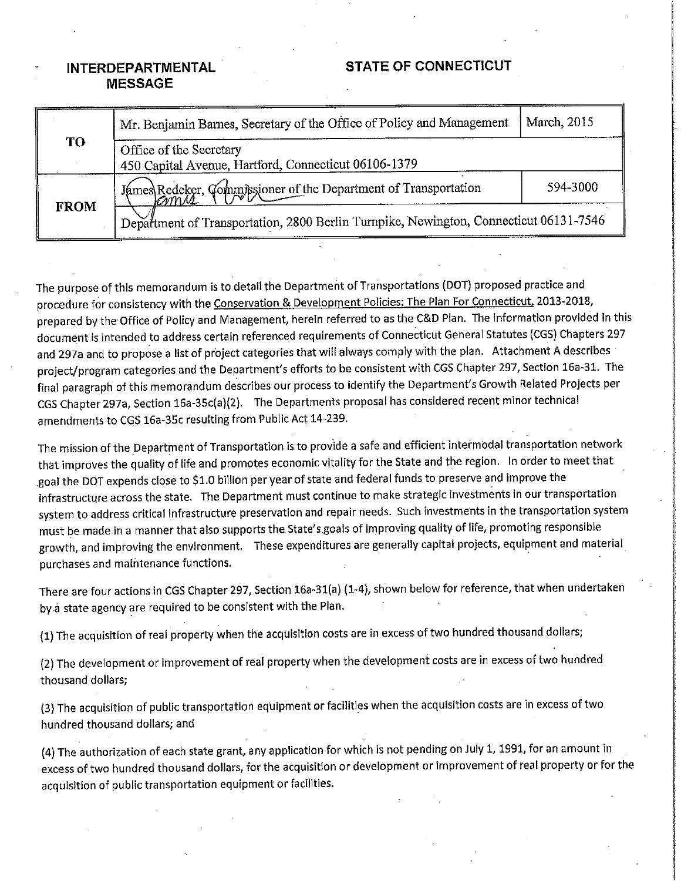**INTERDEPARTMENTAL MESSAGE**

**STATE OF CONNECTICUT**

| | | |
|---|---|---|
| **TO** | Mr. Benjamin Barnes, Secretary of the Office of Policy and Management | March, 2015 |
| | Office of the Secretary<br>450 Capital Avenue, Hartford, Connecticut 06106-1379 | |
| **FROM** | James Redeker, Commissioner of the Department of Transportation | 594-3000 |
| | Department of Transportation, 2800 Berlin Turnpike, Newington, Connecticut 06131-7546 | |

The purpose of this memorandum is to detail the Department of Transportations (DOT) proposed practice and procedure for consistency with the Conservation & Development Policies: The Plan For Connecticut, 2013-2018, prepared by the Office of Policy and Management, herein referred to as the C&D Plan. The information provided in this document is intended to address certain referenced requirements of Connecticut General Statutes (CGS) Chapters 297 and 297a and to propose a list of project categories that will always comply with the plan. Attachment A describes project/program categories and the Department's efforts to be consistent with CGS Chapter 297, Section 16a-31. The final paragraph of this memorandum describes our process to identify the Department's Growth Related Projects per CGS Chapter 297a, Section 16a-35c(a)(2). The Departments proposal has considered recent minor technical amendments to CGS 16a-35c resulting from Public Act 14-239.

The mission of the Department of Transportation is to provide a safe and efficient intermodal transportation network that improves the quality of life and promotes economic vitality for the State and the region. In order to meet that goal the DOT expends close to $1.0 billion per year of state and federal funds to preserve and improve the infrastructure across the state. The Department must continue to make strategic investments in our transportation system to address critical infrastructure preservation and repair needs. Such investments in the transportation system must be made in a manner that also supports the State's goals of improving quality of life, promoting responsible growth, and improving the environment. These expenditures are generally capital projects, equipment and material purchases and maintenance functions.

There are four actions in CGS Chapter 297, Section 16a-31(a) (1-4), shown below for reference, that when undertaken by a state agency are required to be consistent with the Plan.

(1) The acquisition of real property when the acquisition costs are in excess of two hundred thousand dollars;

(2) The development or improvement of real property when the development costs are in excess of two hundred thousand dollars;

(3) The acquisition of public transportation equipment or facilities when the acquisition costs are in excess of two hundred thousand dollars; and

(4) The authorization of each state grant, any application for which is not pending on July 1, 1991, for an amount in excess of two hundred thousand dollars, for the acquisition or development or improvement of real property or for the acquisition of public transportation equipment or facilities.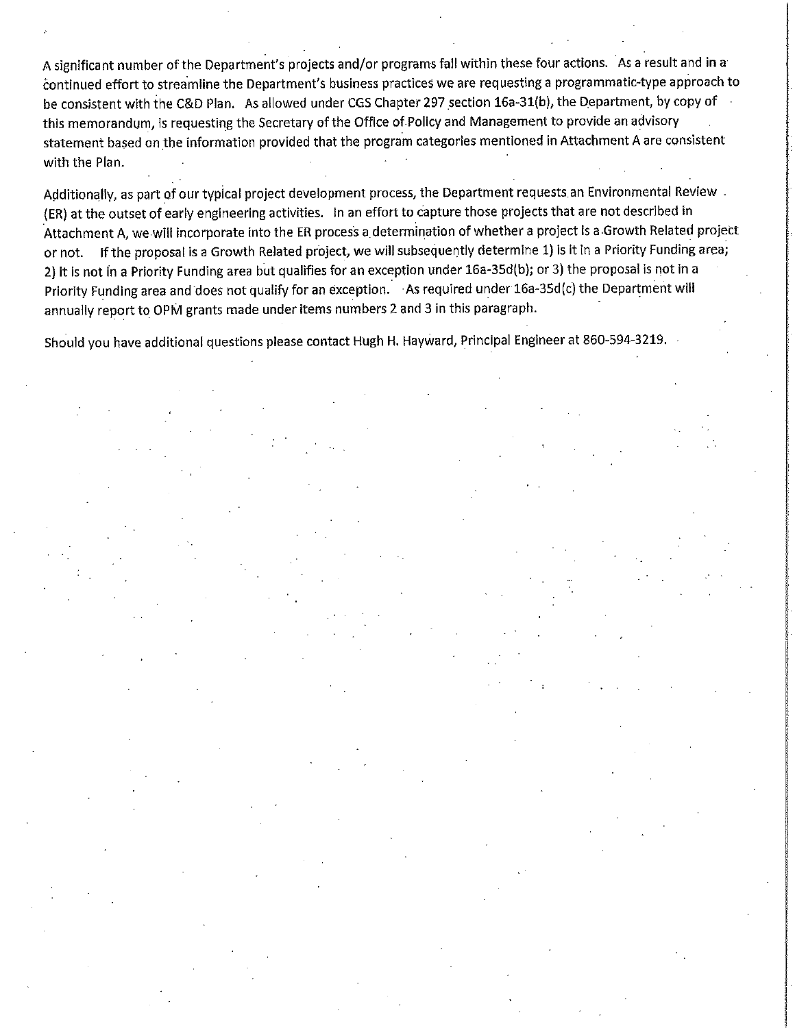A significant number of the Department's projects and/or programs fall within these four actions. As a result and in a continued effort to streamline the Department's business practices we are requesting a programmatic-type approach to be consistent with the C&D Plan. As allowed under CGS Chapter 297 section 16a-31(b), the Department, by copy of this memorandum, is requesting the Secretary of the Office of Policy and Management to provide an advisory statement based on the information provided that the program categories mentioned in Attachment A are consistent with the Plan.

Additionally, as part of our typical project development process, the Department requests an Environmental Review (ER) at the outset of early engineering activities. In an effort to capture those projects that are not described in Attachment A, we will incorporate into the ER process a determination of whether a project is a Growth Related project or not. If the proposal is a Growth Related project, we will subsequently determine 1) is it in a Priority Funding area; 2) it is not in a Priority Funding area but qualifies for an exception under 16a-35d(b); or 3) the proposal is not in a Priority Funding area and does not qualify for an exception. As required under 16a-35d(c) the Department will annually report to OPM grants made under items numbers 2 and 3 in this paragraph.

Should you have additional questions please contact Hugh H. Hayward, Principal Engineer at 860-594-3219.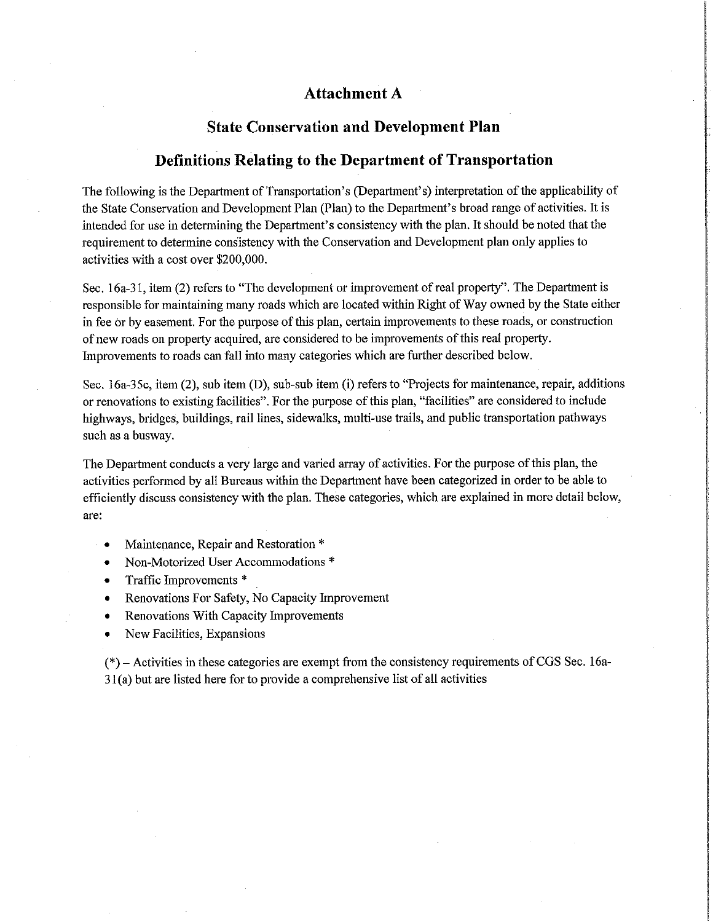# Attachment A

## State Conservation and Development Plan

## Definitions Relating to the Department of Transportation

The following is the Department of Transportation's (Department's) interpretation of the applicability of the State Conservation and Development Plan (Plan) to the Department's broad range of activities. It is intended for use in determining the Department's consistency with the plan. It should be noted that the requirement to determine consistency with the Conservation and Development plan only applies to activities with a cost over $200,000.

Sec. 16a-31, item (2) refers to "The development or improvement of real property". The Department is responsible for maintaining many roads which are located within Right of Way owned by the State either in fee or by easement. For the purpose of this plan, certain improvements to these roads, or construction of new roads on property acquired, are considered to be improvements of this real property. Improvements to roads can fall into many categories which are further described below.

Sec. 16a-35c, item (2), sub item (D), sub-sub item (i) refers to "Projects for maintenance, repair, additions or renovations to existing facilities". For the purpose of this plan, "facilities" are considered to include highways, bridges, buildings, rail lines, sidewalks, multi-use trails, and public transportation pathways such as a busway.

The Department conducts a very large and varied array of activities. For the purpose of this plan, the activities performed by all Bureaus within the Department have been categorized in order to be able to efficiently discuss consistency with the plan. These categories, which are explained in more detail below, are:

- Maintenance, Repair and Restoration *
- Non-Motorized User Accommodations *
- Traffic Improvements *
- Renovations For Safety, No Capacity Improvement
- Renovations With Capacity Improvements
- New Facilities, Expansions

(*) – Activities in these categories are exempt from the consistency requirements of CGS Sec. 16a-31(a) but are listed here for to provide a comprehensive list of all activities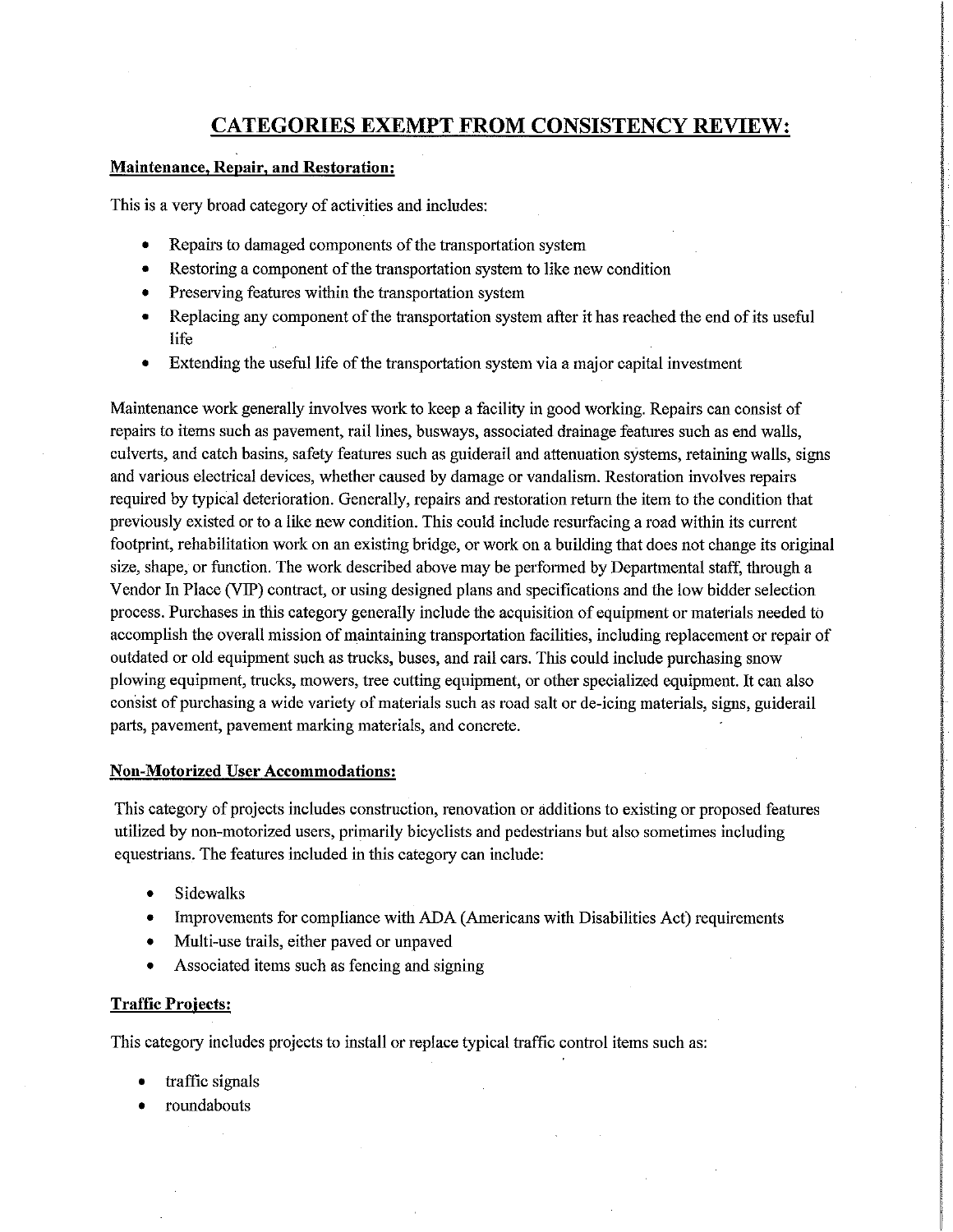# CATEGORIES EXEMPT FROM CONSISTENCY REVIEW:

**Maintenance, Repair, and Restoration:**

This is a very broad category of activities and includes:

- Repairs to damaged components of the transportation system
- Restoring a component of the transportation system to like new condition
- Preserving features within the transportation system
- Replacing any component of the transportation system after it has reached the end of its useful life
- Extending the useful life of the transportation system via a major capital investment

Maintenance work generally involves work to keep a facility in good working. Repairs can consist of repairs to items such as pavement, rail lines, busways, associated drainage features such as end walls, culverts, and catch basins, safety features such as guiderail and attenuation systems, retaining walls, signs and various electrical devices, whether caused by damage or vandalism. Restoration involves repairs required by typical deterioration. Generally, repairs and restoration return the item to the condition that previously existed or to a like new condition. This could include resurfacing a road within its current footprint, rehabilitation work on an existing bridge, or work on a building that does not change its original size, shape, or function. The work described above may be performed by Departmental staff, through a Vendor In Place (VIP) contract, or using designed plans and specifications and the low bidder selection process. Purchases in this category generally include the acquisition of equipment or materials needed to accomplish the overall mission of maintaining transportation facilities, including replacement or repair of outdated or old equipment such as trucks, buses, and rail cars. This could include purchasing snow plowing equipment, trucks, mowers, tree cutting equipment, or other specialized equipment. It can also consist of purchasing a wide variety of materials such as road salt or de-icing materials, signs, guiderail parts, pavement, pavement marking materials, and concrete.

**Non-Motorized User Accommodations:**

This category of projects includes construction, renovation or additions to existing or proposed features utilized by non-motorized users, primarily bicyclists and pedestrians but also sometimes including equestrians. The features included in this category can include:

- Sidewalks
- Improvements for compliance with ADA (Americans with Disabilities Act) requirements
- Multi-use trails, either paved or unpaved
- Associated items such as fencing and signing

**Traffic Projects:**

This category includes projects to install or replace typical traffic control items such as:

- traffic signals
- roundabouts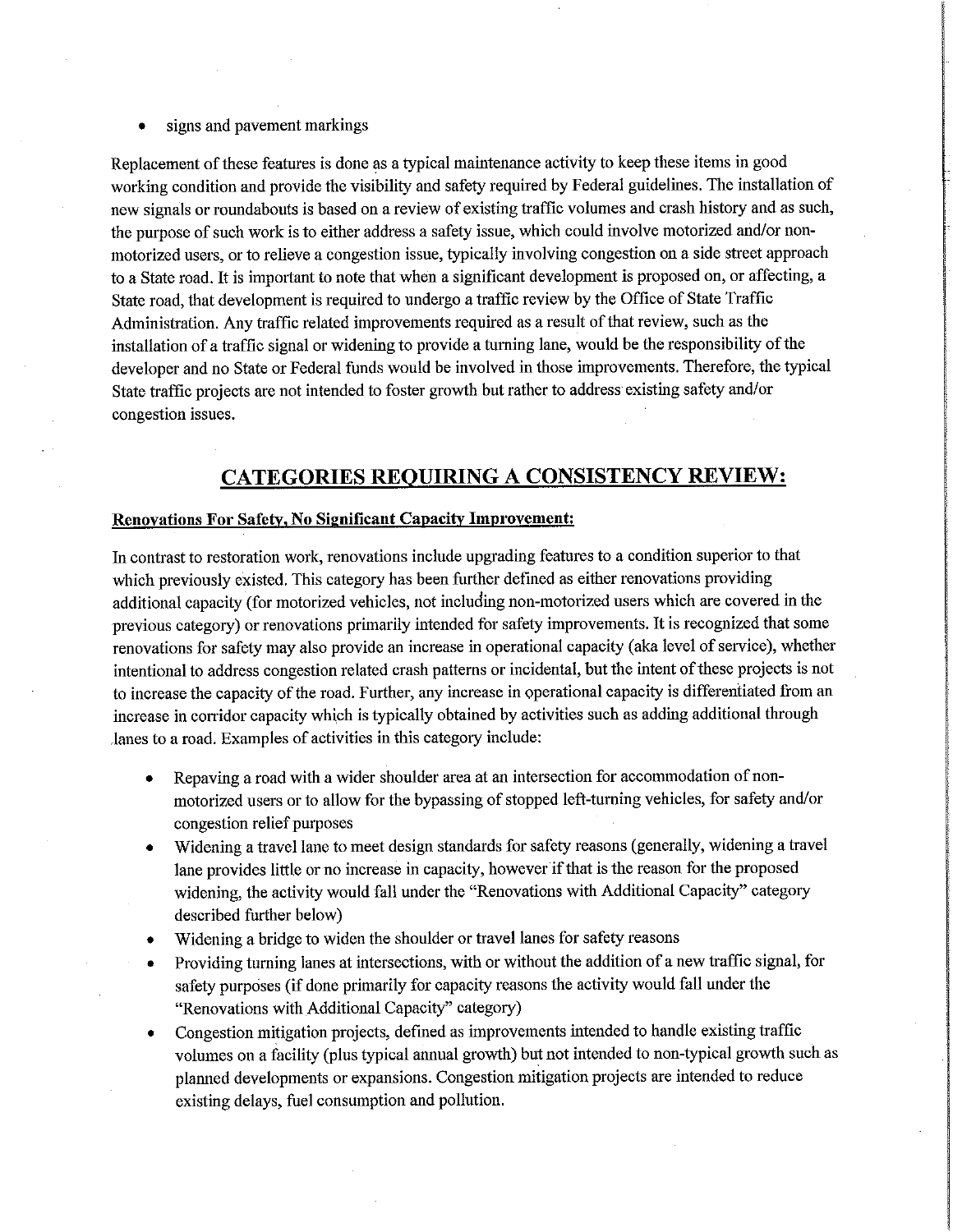- signs and pavement markings

Replacement of these features is done as a typical maintenance activity to keep these items in good working condition and provide the visibility and safety required by Federal guidelines. The installation of new signals or roundabouts is based on a review of existing traffic volumes and crash history and as such, the purpose of such work is to either address a safety issue, which could involve motorized and/or non-motorized users, or to relieve a congestion issue, typically involving congestion on a side street approach to a State road. It is important to note that when a significant development is proposed on, or affecting, a State road, that development is required to undergo a traffic review by the Office of State Traffic Administration. Any traffic related improvements required as a result of that review, such as the installation of a traffic signal or widening to provide a turning lane, would be the responsibility of the developer and no State or Federal funds would be involved in those improvements. Therefore, the typical State traffic projects are not intended to foster growth but rather to address existing safety and/or congestion issues.

## CATEGORIES REQUIRING A CONSISTENCY REVIEW:

**Renovations For Safety, No Significant Capacity Improvement:**

In contrast to restoration work, renovations include upgrading features to a condition superior to that which previously existed. This category has been further defined as either renovations providing additional capacity (for motorized vehicles, not including non-motorized users which are covered in the previous category) or renovations primarily intended for safety improvements. It is recognized that some renovations for safety may also provide an increase in operational capacity (aka level of service), whether intentional to address congestion related crash patterns or incidental, but the intent of these projects is not to increase the capacity of the road. Further, any increase in operational capacity is differentiated from an increase in corridor capacity which is typically obtained by activities such as adding additional through lanes to a road. Examples of activities in this category include:

- Repaving a road with a wider shoulder area at an intersection for accommodation of non-motorized users or to allow for the bypassing of stopped left-turning vehicles, for safety and/or congestion relief purposes
- Widening a travel lane to meet design standards for safety reasons (generally, widening a travel lane provides little or no increase in capacity, however if that is the reason for the proposed widening, the activity would fall under the "Renovations with Additional Capacity" category described further below)
- Widening a bridge to widen the shoulder or travel lanes for safety reasons
- Providing turning lanes at intersections, with or without the addition of a new traffic signal, for safety purposes (if done primarily for capacity reasons the activity would fall under the "Renovations with Additional Capacity" category)
- Congestion mitigation projects, defined as improvements intended to handle existing traffic volumes on a facility (plus typical annual growth) but not intended to non-typical growth such as planned developments or expansions. Congestion mitigation projects are intended to reduce existing delays, fuel consumption and pollution.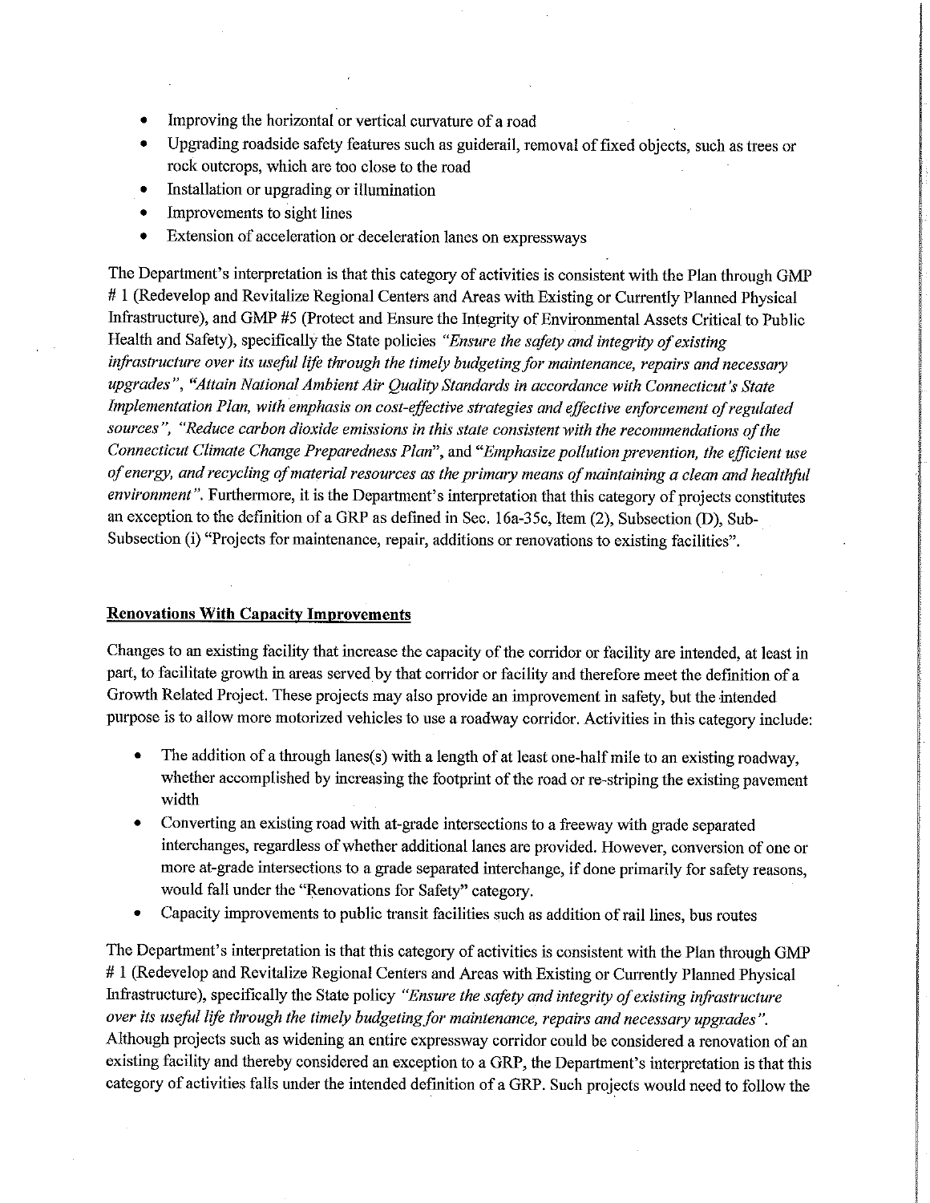- Improving the horizontal or vertical curvature of a road
- Upgrading roadside safety features such as guiderail, removal of fixed objects, such as trees or rock outcrops, which are too close to the road
- Installation or upgrading or illumination
- Improvements to sight lines
- Extension of acceleration or deceleration lanes on expressways

The Department's interpretation is that this category of activities is consistent with the Plan through GMP # 1 (Redevelop and Revitalize Regional Centers and Areas with Existing or Currently Planned Physical Infrastructure), and GMP #5 (Protect and Ensure the Integrity of Environmental Assets Critical to Public Health and Safety), specifically the State policies *"Ensure the safety and integrity of existing infrastructure over its useful life through the timely budgeting for maintenance, repairs and necessary upgrades"*, *"Attain National Ambient Air Quality Standards in accordance with Connecticut's State Implementation Plan, with emphasis on cost-effective strategies and effective enforcement of regulated sources"*, *"Reduce carbon dioxide emissions in this state consistent with the recommendations of the Connecticut Climate Change Preparedness Plan"*, and *"Emphasize pollution prevention, the efficient use of energy, and recycling of material resources as the primary means of maintaining a clean and healthful environment"*. Furthermore, it is the Department's interpretation that this category of projects constitutes an exception to the definition of a GRP as defined in Sec. 16a-35c, Item (2), Subsection (D), Sub-Subsection (i) "Projects for maintenance, repair, additions or renovations to existing facilities".

**Renovations With Capacity Improvements**

Changes to an existing facility that increase the capacity of the corridor or facility are intended, at least in part, to facilitate growth in areas served by that corridor or facility and therefore meet the definition of a Growth Related Project. These projects may also provide an improvement in safety, but the intended purpose is to allow more motorized vehicles to use a roadway corridor. Activities in this category include:

- The addition of a through lanes(s) with a length of at least one-half mile to an existing roadway, whether accomplished by increasing the footprint of the road or re-striping the existing pavement width
- Converting an existing road with at-grade intersections to a freeway with grade separated interchanges, regardless of whether additional lanes are provided. However, conversion of one or more at-grade intersections to a grade separated interchange, if done primarily for safety reasons, would fall under the "Renovations for Safety" category.
- Capacity improvements to public transit facilities such as addition of rail lines, bus routes

The Department's interpretation is that this category of activities is consistent with the Plan through GMP # 1 (Redevelop and Revitalize Regional Centers and Areas with Existing or Currently Planned Physical Infrastructure), specifically the State policy *"Ensure the safety and integrity of existing infrastructure over its useful life through the timely budgeting for maintenance, repairs and necessary upgrades"*. Although projects such as widening an entire expressway corridor could be considered a renovation of an existing facility and thereby considered an exception to a GRP, the Department's interpretation is that this category of activities falls under the intended definition of a GRP. Such projects would need to follow the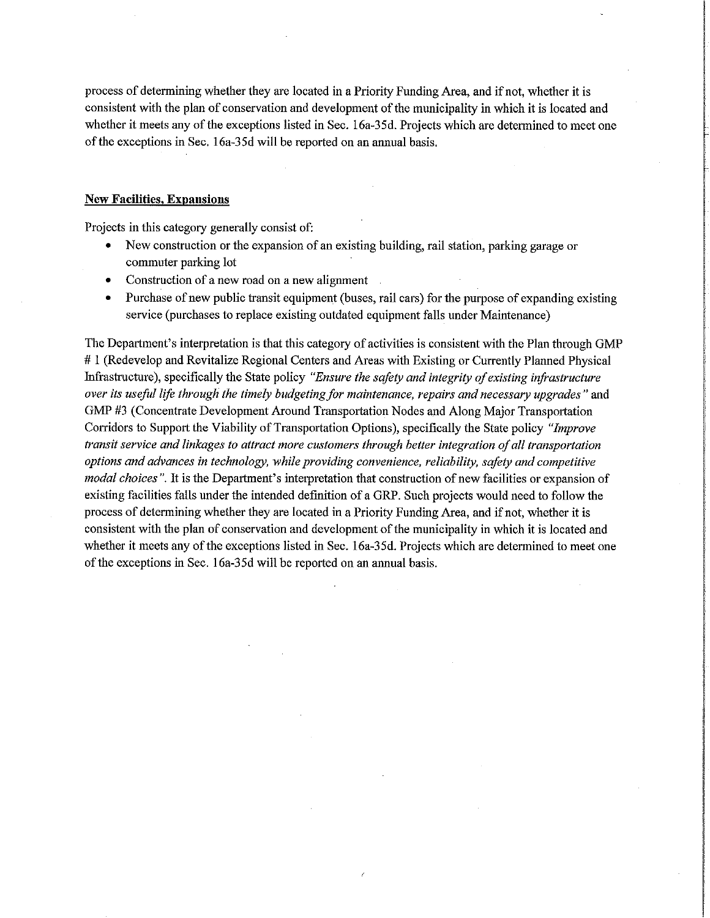process of determining whether they are located in a Priority Funding Area, and if not, whether it is consistent with the plan of conservation and development of the municipality in which it is located and whether it meets any of the exceptions listed in Sec. 16a-35d. Projects which are determined to meet one of the exceptions in Sec. 16a-35d will be reported on an annual basis.

**New Facilities, Expansions**

Projects in this category generally consist of:

- New construction or the expansion of an existing building, rail station, parking garage or commuter parking lot
- Construction of a new road on a new alignment
- Purchase of new public transit equipment (buses, rail cars) for the purpose of expanding existing service (purchases to replace existing outdated equipment falls under Maintenance)

The Department's interpretation is that this category of activities is consistent with the Plan through GMP # 1 (Redevelop and Revitalize Regional Centers and Areas with Existing or Currently Planned Physical Infrastructure), specifically the State policy *"Ensure the safety and integrity of existing infrastructure over its useful life through the timely budgeting for maintenance, repairs and necessary upgrades"* and GMP #3 (Concentrate Development Around Transportation Nodes and Along Major Transportation Corridors to Support the Viability of Transportation Options), specifically the State policy *"Improve transit service and linkages to attract more customers through better integration of all transportation options and advances in technology, while providing convenience, reliability, safety and competitive modal choices"*. It is the Department's interpretation that construction of new facilities or expansion of existing facilities falls under the intended definition of a GRP. Such projects would need to follow the process of determining whether they are located in a Priority Funding Area, and if not, whether it is consistent with the plan of conservation and development of the municipality in which it is located and whether it meets any of the exceptions listed in Sec. 16a-35d. Projects which are determined to meet one of the exceptions in Sec. 16a-35d will be reported on an annual basis.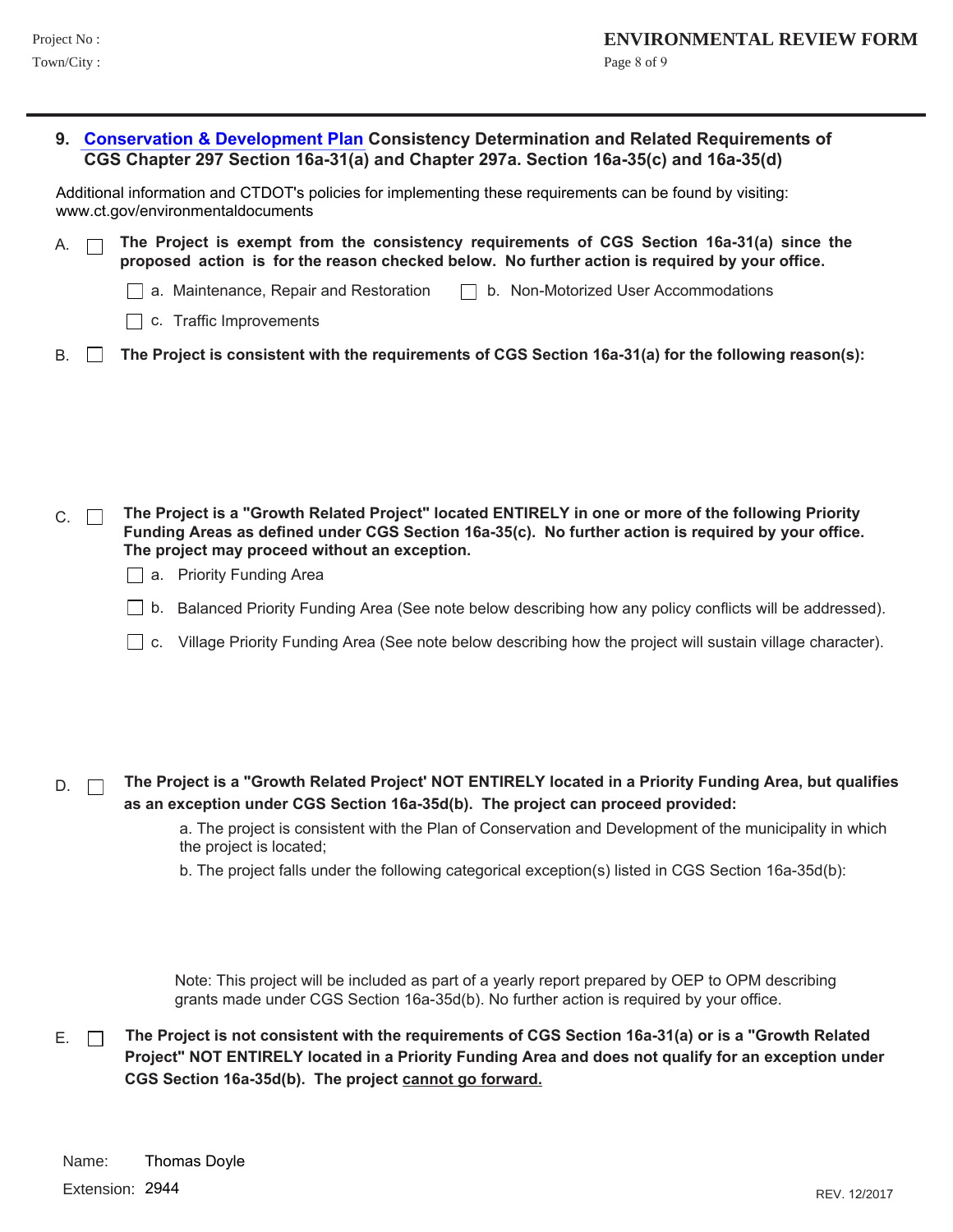## 9. Conservation & Development Plan Consistency Determination and Related Requirements of CGS Chapter 297 Section 16a-31(a) and Chapter 297a. Section 16a-35(c) and 16a-35(d)

Additional information and CTDOT's policies for implementing these requirements can be found by visiting: www.ct.gov/environmentaldocuments

A. ☐ **The Project is exempt from the consistency requirements of CGS Section 16a-31(a) since the proposed action is for the reason checked below. No further action is required by your office.**

- ☐ a. Maintenance, Repair and Restoration
- ☐ b. Non-Motorized User Accommodations
- ☐ c. Traffic Improvements

B. ☐ **The Project is consistent with the requirements of CGS Section 16a-31(a) for the following reason(s):**

C. ☐ **The Project is a "Growth Related Project" located ENTIRELY in one or more of the following Priority Funding Areas as defined under CGS Section 16a-35(c). No further action is required by your office. The project may proceed without an exception.**

- ☐ a. Priority Funding Area
- ☐ b. Balanced Priority Funding Area (See note below describing how any policy conflicts will be addressed).
- ☐ c. Village Priority Funding Area (See note below describing how the project will sustain village character).

D. ☐ **The Project is a "Growth Related Project' NOT ENTIRELY located in a Priority Funding Area, but qualifies as an exception under CGS Section 16a-35d(b). The project can proceed provided:**

a. The project is consistent with the Plan of Conservation and Development of the municipality in which the project is located;

b. The project falls under the following categorical exception(s) listed in CGS Section 16a-35d(b):

Note: This project will be included as part of a yearly report prepared by OEP to OPM describing grants made under CGS Section 16a-35d(b). No further action is required by your office.

E. ☐ **The Project is not consistent with the requirements of CGS Section 16a-31(a) or is a "Growth Related Project" NOT ENTIRELY located in a Priority Funding Area and does not qualify for an exception under CGS Section 16a-35d(b). The project cannot go forward.**

Name: Thomas Doyle

Extension: 2944

REV. 12/2017